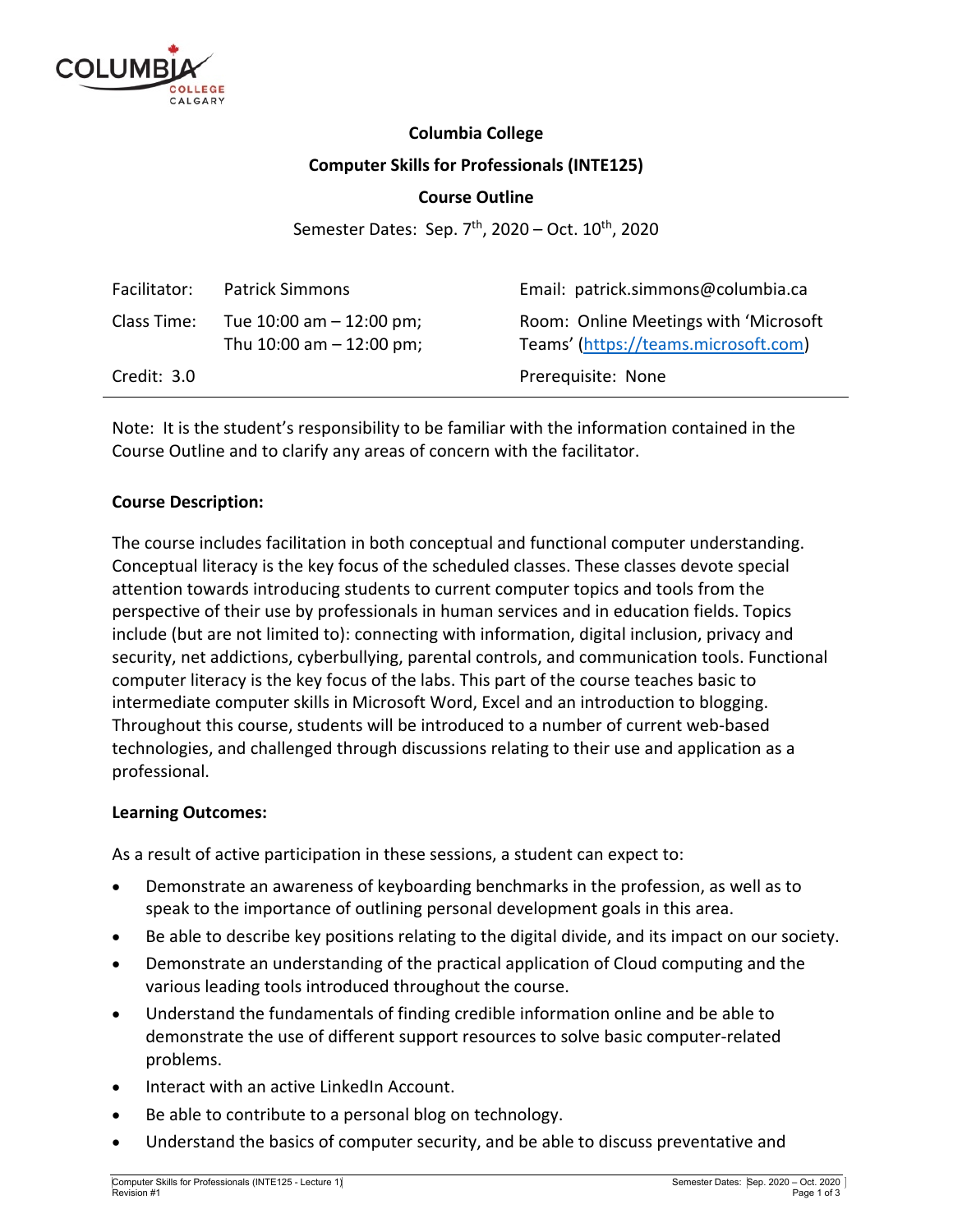**Columbia College**

**Computer Skills for Professionals (INTE125)**

**Course Outline**

Semester Dates: Sep. 7th, 2020 – Oct. 10th, 2020

| | | |
|---|---|---|
| Facilitator: | Patrick Simmons | Email: patrick.simmons@columbia.ca |
| Class Time: | Tue 10:00 am – 12:00 pm; Thu 10:00 am – 12:00 pm; | Room: Online Meetings with 'Microsoft Teams' (https://teams.microsoft.com) |
| Credit: 3.0 | | Prerequisite: None |

Note: It is the student's responsibility to be familiar with the information contained in the Course Outline and to clarify any areas of concern with the facilitator.

**Course Description:**

The course includes facilitation in both conceptual and functional computer understanding. Conceptual literacy is the key focus of the scheduled classes. These classes devote special attention towards introducing students to current computer topics and tools from the perspective of their use by professionals in human services and in education fields. Topics include (but are not limited to): connecting with information, digital inclusion, privacy and security, net addictions, cyberbullying, parental controls, and communication tools. Functional computer literacy is the key focus of the labs. This part of the course teaches basic to intermediate computer skills in Microsoft Word, Excel and an introduction to blogging. Throughout this course, students will be introduced to a number of current web-based technologies, and challenged through discussions relating to their use and application as a professional.

**Learning Outcomes:**

As a result of active participation in these sessions, a student can expect to:

- Demonstrate an awareness of keyboarding benchmarks in the profession, as well as to speak to the importance of outlining personal development goals in this area.
- Be able to describe key positions relating to the digital divide, and its impact on our society.
- Demonstrate an understanding of the practical application of Cloud computing and the various leading tools introduced throughout the course.
- Understand the fundamentals of finding credible information online and be able to demonstrate the use of different support resources to solve basic computer-related problems.
- Interact with an active LinkedIn Account.
- Be able to contribute to a personal blog on technology.
- Understand the basics of computer security, and be able to discuss preventative and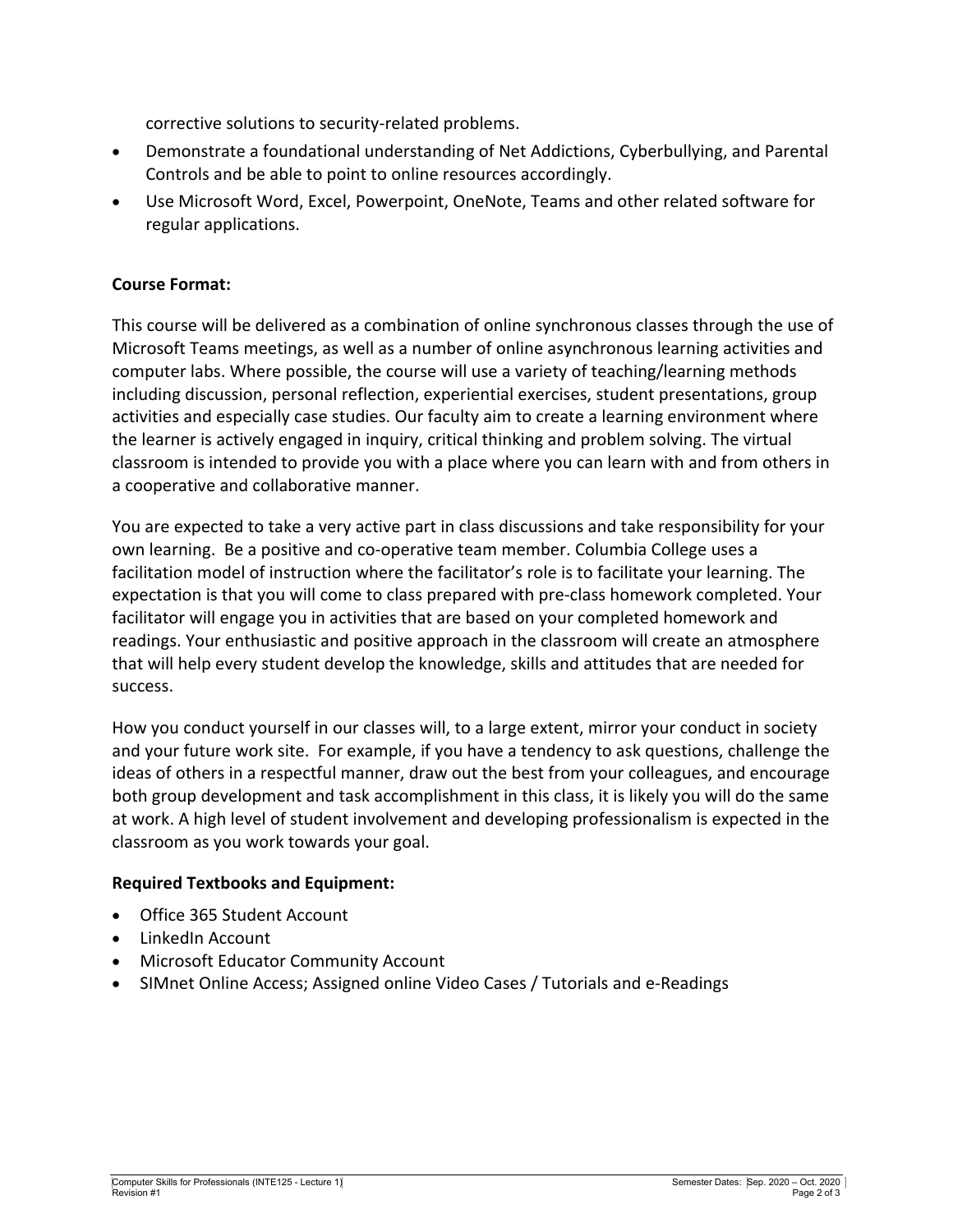corrective solutions to security-related problems.

- Demonstrate a foundational understanding of Net Addictions, Cyberbullying, and Parental Controls and be able to point to online resources accordingly.
- Use Microsoft Word, Excel, Powerpoint, OneNote, Teams and other related software for regular applications.

**Course Format:**

This course will be delivered as a combination of online synchronous classes through the use of Microsoft Teams meetings, as well as a number of online asynchronous learning activities and computer labs. Where possible, the course will use a variety of teaching/learning methods including discussion, personal reflection, experiential exercises, student presentations, group activities and especially case studies. Our faculty aim to create a learning environment where the learner is actively engaged in inquiry, critical thinking and problem solving. The virtual classroom is intended to provide you with a place where you can learn with and from others in a cooperative and collaborative manner.

You are expected to take a very active part in class discussions and take responsibility for your own learning. Be a positive and co-operative team member. Columbia College uses a facilitation model of instruction where the facilitator's role is to facilitate your learning. The expectation is that you will come to class prepared with pre-class homework completed. Your facilitator will engage you in activities that are based on your completed homework and readings. Your enthusiastic and positive approach in the classroom will create an atmosphere that will help every student develop the knowledge, skills and attitudes that are needed for success.

How you conduct yourself in our classes will, to a large extent, mirror your conduct in society and your future work site. For example, if you have a tendency to ask questions, challenge the ideas of others in a respectful manner, draw out the best from your colleagues, and encourage both group development and task accomplishment in this class, it is likely you will do the same at work. A high level of student involvement and developing professionalism is expected in the classroom as you work towards your goal.

**Required Textbooks and Equipment:**

- Office 365 Student Account
- LinkedIn Account
- Microsoft Educator Community Account
- SIMnet Online Access; Assigned online Video Cases / Tutorials and e-Readings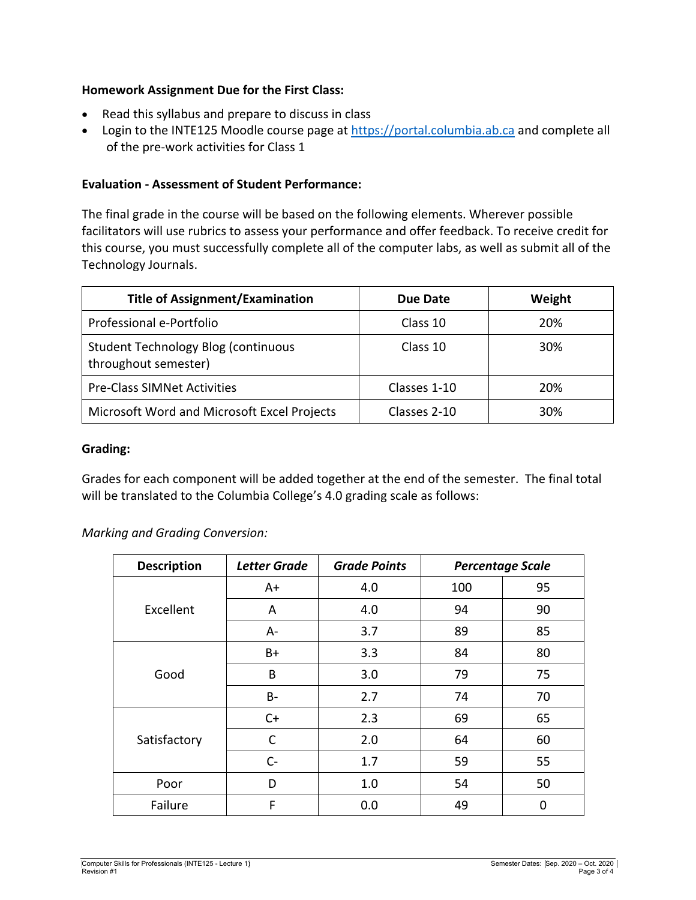**Homework Assignment Due for the First Class:**

- Read this syllabus and prepare to discuss in class
- Login to the INTE125 Moodle course page at https://portal.columbia.ab.ca and complete all of the pre-work activities for Class 1

**Evaluation - Assessment of Student Performance:**

The final grade in the course will be based on the following elements. Wherever possible facilitators will use rubrics to assess your performance and offer feedback. To receive credit for this course, you must successfully complete all of the computer labs, as well as submit all of the Technology Journals.

| Title of Assignment/Examination | Due Date | Weight |
|---|---|---|
| Professional e-Portfolio | Class 10 | 20% |
| Student Technology Blog (continuous throughout semester) | Class 10 | 30% |
| Pre-Class SIMNet Activities | Classes 1-10 | 20% |
| Microsoft Word and Microsoft Excel Projects | Classes 2-10 | 30% |

**Grading:**

Grades for each component will be added together at the end of the semester. The final total will be translated to the Columbia College's 4.0 grading scale as follows:

*Marking and Grading Conversion:*

| Description | *Letter Grade* | *Grade Points* | *Percentage Scale* | |
|---|---|---|---|---|
| Excellent | A+ | 4.0 | 100 | 95 |
| | A | 4.0 | 94 | 90 |
| | A- | 3.7 | 89 | 85 |
| Good | B+ | 3.3 | 84 | 80 |
| | B | 3.0 | 79 | 75 |
| | B- | 2.7 | 74 | 70 |
| Satisfactory | C+ | 2.3 | 69 | 65 |
| | C | 2.0 | 64 | 60 |
| | C- | 1.7 | 59 | 55 |
| Poor | D | 1.0 | 54 | 50 |
| Failure | F | 0.0 | 49 | 0 |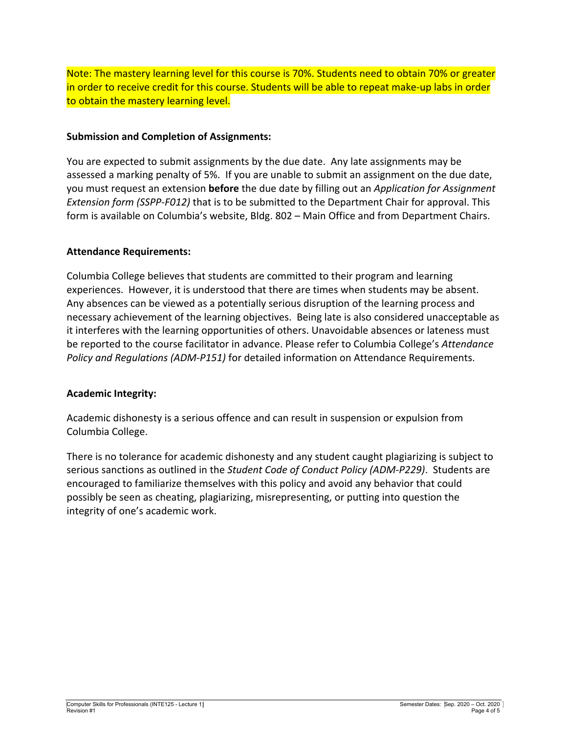Note: The mastery learning level for this course is 70%. Students need to obtain 70% or greater in order to receive credit for this course. Students will be able to repeat make-up labs in order to obtain the mastery learning level.

**Submission and Completion of Assignments:**

You are expected to submit assignments by the due date. Any late assignments may be assessed a marking penalty of 5%. If you are unable to submit an assignment on the due date, you must request an extension **before** the due date by filling out an *Application for Assignment Extension form (SSPP-F012)* that is to be submitted to the Department Chair for approval. This form is available on Columbia's website, Bldg. 802 – Main Office and from Department Chairs.

**Attendance Requirements:**

Columbia College believes that students are committed to their program and learning experiences. However, it is understood that there are times when students may be absent. Any absences can be viewed as a potentially serious disruption of the learning process and necessary achievement of the learning objectives. Being late is also considered unacceptable as it interferes with the learning opportunities of others. Unavoidable absences or lateness must be reported to the course facilitator in advance. Please refer to Columbia College's *Attendance Policy and Regulations (ADM-P151)* for detailed information on Attendance Requirements.

**Academic Integrity:**

Academic dishonesty is a serious offence and can result in suspension or expulsion from Columbia College.

There is no tolerance for academic dishonesty and any student caught plagiarizing is subject to serious sanctions as outlined in the *Student Code of Conduct Policy (ADM-P229)*. Students are encouraged to familiarize themselves with this policy and avoid any behavior that could possibly be seen as cheating, plagiarizing, misrepresenting, or putting into question the integrity of one's academic work.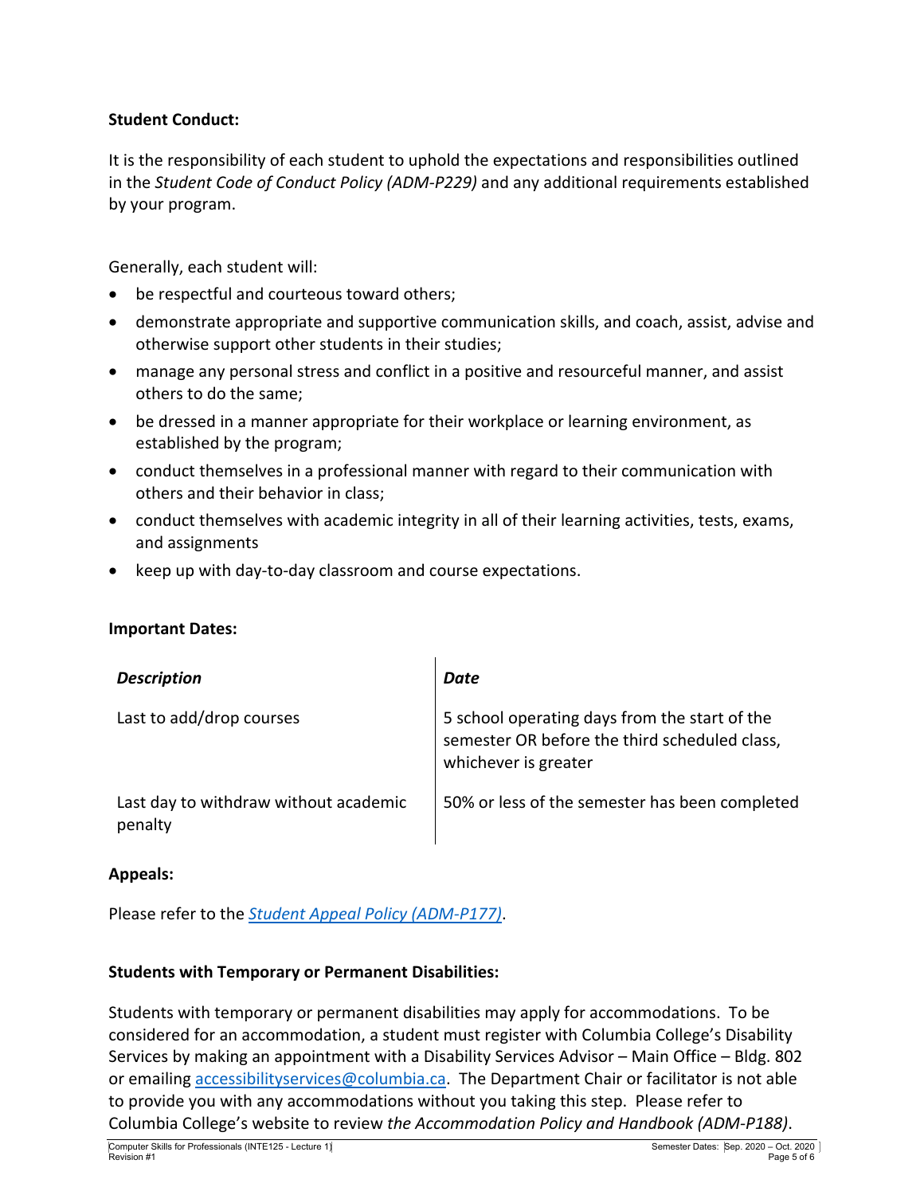**Student Conduct:**

It is the responsibility of each student to uphold the expectations and responsibilities outlined in the *Student Code of Conduct Policy (ADM-P229)* and any additional requirements established by your program.

Generally, each student will:

- be respectful and courteous toward others;
- demonstrate appropriate and supportive communication skills, and coach, assist, advise and otherwise support other students in their studies;
- manage any personal stress and conflict in a positive and resourceful manner, and assist others to do the same;
- be dressed in a manner appropriate for their workplace or learning environment, as established by the program;
- conduct themselves in a professional manner with regard to their communication with others and their behavior in class;
- conduct themselves with academic integrity in all of their learning activities, tests, exams, and assignments
- keep up with day-to-day classroom and course expectations.

**Important Dates:**

| *Description* | *Date* |
|---|---|
| Last to add/drop courses | 5 school operating days from the start of the semester OR before the third scheduled class, whichever is greater |
| Last day to withdraw without academic penalty | 50% or less of the semester has been completed |

**Appeals:**

Please refer to the *Student Appeal Policy (ADM-P177)*.

**Students with Temporary or Permanent Disabilities:**

Students with temporary or permanent disabilities may apply for accommodations. To be considered for an accommodation, a student must register with Columbia College's Disability Services by making an appointment with a Disability Services Advisor – Main Office – Bldg. 802 or emailing accessibilityservices@columbia.ca. The Department Chair or facilitator is not able to provide you with any accommodations without you taking this step. Please refer to Columbia College's website to review *the Accommodation Policy and Handbook (ADM-P188)*.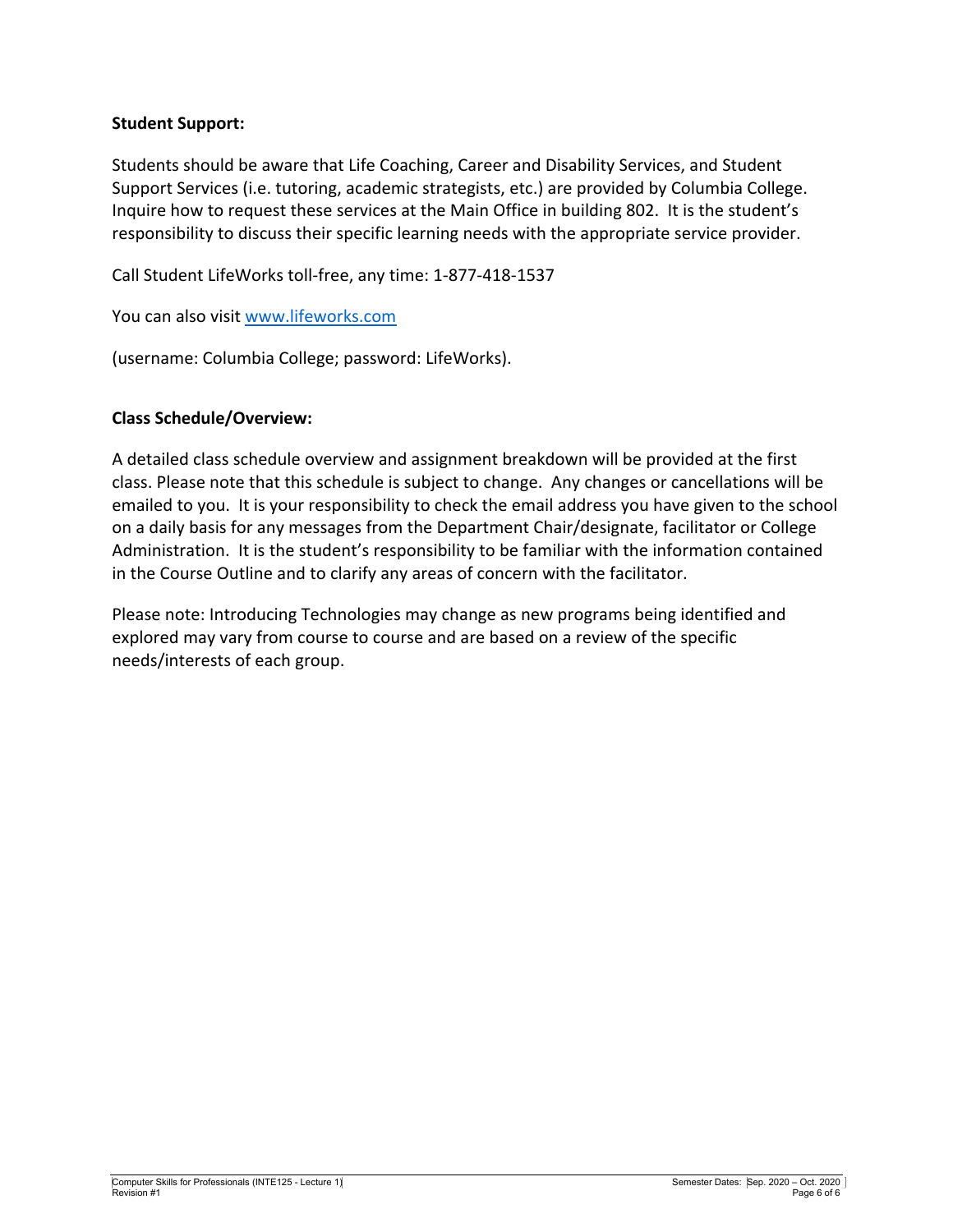**Student Support:**

Students should be aware that Life Coaching, Career and Disability Services, and Student Support Services (i.e. tutoring, academic strategists, etc.) are provided by Columbia College. Inquire how to request these services at the Main Office in building 802. It is the student's responsibility to discuss their specific learning needs with the appropriate service provider.

Call Student LifeWorks toll-free, any time: 1-877-418-1537

You can also visit www.lifeworks.com

(username: Columbia College; password: LifeWorks).

**Class Schedule/Overview:**

A detailed class schedule overview and assignment breakdown will be provided at the first class. Please note that this schedule is subject to change. Any changes or cancellations will be emailed to you. It is your responsibility to check the email address you have given to the school on a daily basis for any messages from the Department Chair/designate, facilitator or College Administration. It is the student's responsibility to be familiar with the information contained in the Course Outline and to clarify any areas of concern with the facilitator.

Please note: Introducing Technologies may change as new programs being identified and explored may vary from course to course and are based on a review of the specific needs/interests of each group.